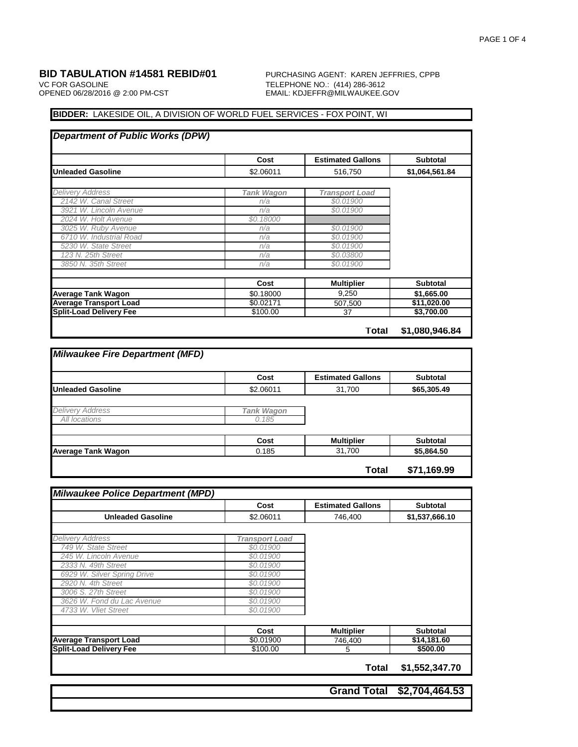## BID TABULATION #14581 REBID#01

VC FOR GASOLINE
OPENED 06/28/2016 @ 2:00 PM-CST

PURCHASING AGENT: KAREN JEFFRIES, CPPB
TELEPHONE NO.: (414) 286-3612
EMAIL: KDJEFFR@MILWAUKEE.GOV

**BIDDER:** LAKESIDE OIL, A DIVISION OF WORLD FUEL SERVICES - FOX POINT, WI

### Department of Public Works (DPW)

| | Cost | Estimated Gallons | Subtotal |
|---|---|---|---|
| **Unleaded Gasoline** | $2.06011 | 516,750 | **$1,064,561.84** |

| *Delivery Address* | *Tank Wagon* | *Transport Load* |
|---|---|---|
| *2142 W. Canal Street* | *n/a* | *$0.01900* |
| *3921 W. Lincoln Avenue* | *n/a* | *$0.01900* |
| *2024 W. Holt Avenue* | *$0.18000* | |
| *3025 W. Ruby Avenue* | *n/a* | *$0.01900* |
| *6710 W. Industrial Road* | *n/a* | *$0.01900* |
| *5230 W. State Street* | *n/a* | *$0.01900* |
| *123 N. 25th Street* | *n/a* | *$0.03800* |
| *3850 N. 35th Street* | *n/a* | *$0.01900* |

| | Cost | Multiplier | Subtotal |
|---|---|---|---|
| **Average Tank Wagon** | $0.18000 | 9,250 | **$1,665.00** |
| **Average Transport Load** | $0.02171 | 507,500 | **$11,020.00** |
| **Split-Load Delivery Fee** | $100.00 | 37 | **$3,700.00** |
| | | **Total** | **$1,080,946.84** |

### Milwaukee Fire Department (MFD)

| | Cost | Estimated Gallons | Subtotal |
|---|---|---|---|
| **Unleaded Gasoline** | $2.06011 | 31,700 | **$65,305.49** |

| *Delivery Address* | *Tank Wagon* |
|---|---|
| *All locations* | *0.185* |

| | Cost | Multiplier | Subtotal |
|---|---|---|---|
| **Average Tank Wagon** | 0.185 | 31,700 | **$5,864.50** |
| | | **Total** | **$71,169.99** |

### Milwaukee Police Department (MPD)

| | Cost | Estimated Gallons | Subtotal |
|---|---|---|---|
| **Unleaded Gasoline** | $2.06011 | 746,400 | **$1,537,666.10** |

| *Delivery Address* | *Transport Load* |
|---|---|
| *749 W. State Street* | *$0.01900* |
| *245 W. Lincoln Avenue* | *$0.01900* |
| *2333 N. 49th Street* | *$0.01900* |
| *6929 W. Silver Spring Drive* | *$0.01900* |
| *2920 N. 4th Street* | *$0.01900* |
| *3006 S. 27th Street* | *$0.01900* |
| *3626 W. Fond du Lac Avenue* | *$0.01900* |
| *4733 W. Vliet Street* | *$0.01900* |

| | Cost | Multiplier | Subtotal |
|---|---|---|---|
| **Average Transport Load** | $0.01900 | 746,400 | **$14,181.60** |
| **Split-Load Delivery Fee** | $100.00 | 5 | **$500.00** |
| | | **Total** | **$1,552,347.70** |

| | |
|---|---|
| **Grand Total** | **$2,704,464.53** |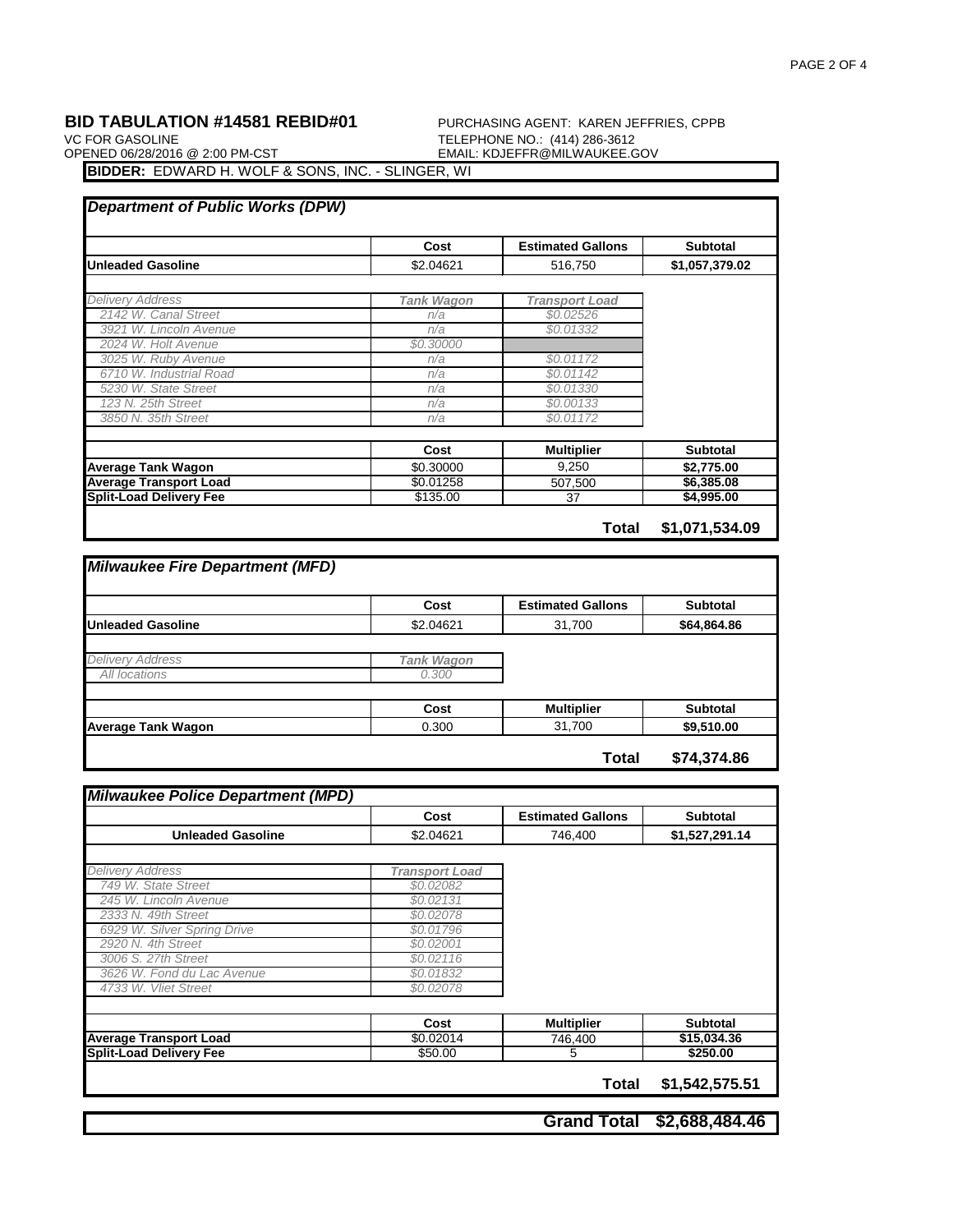## BID TABULATION #14581 REBID#01

VC FOR GASOLINE
OPENED 06/28/2016 @ 2:00 PM-CST

PURCHASING AGENT: KAREN JEFFRIES, CPPB
TELEPHONE NO.: (414) 286-3612
EMAIL: KDJEFFR@MILWAUKEE.GOV

**BIDDER:** EDWARD H. WOLF & SONS, INC. - SLINGER, WI

### *Department of Public Works (DPW)*

| | Cost | Estimated Gallons | Subtotal |
|---|---|---|---|
| **Unleaded Gasoline** | $2.04621 | 516,750 | **$1,057,379.02** |

| *Delivery Address* | *Tank Wagon* | *Transport Load* |
|---|---|---|
| *2142 W. Canal Street* | *n/a* | *$0.02526* |
| *3921 W. Lincoln Avenue* | *n/a* | *$0.01332* |
| *2024 W. Holt Avenue* | *$0.30000* | |
| *3025 W. Ruby Avenue* | *n/a* | *$0.01172* |
| *6710 W. Industrial Road* | *n/a* | *$0.01142* |
| *5230 W. State Street* | *n/a* | *$0.01330* |
| *123 N. 25th Street* | *n/a* | *$0.00133* |
| *3850 N. 35th Street* | *n/a* | *$0.01172* |

| | Cost | Multiplier | Subtotal |
|---|---|---|---|
| **Average Tank Wagon** | $0.30000 | 9,250 | **$2,775.00** |
| **Average Transport Load** | $0.01258 | 507,500 | **$6,385.08** |
| **Split-Load Delivery Fee** | $135.00 | 37 | **$4,995.00** |
| | | **Total** | **$1,071,534.09** |

### *Milwaukee Fire Department (MFD)*

| | Cost | Estimated Gallons | Subtotal |
|---|---|---|---|
| **Unleaded Gasoline** | $2.04621 | 31,700 | **$64,864.86** |

| *Delivery Address* | *Tank Wagon* |
|---|---|
| *All locations* | *0.300* |

| | Cost | Multiplier | Subtotal |
|---|---|---|---|
| **Average Tank Wagon** | 0.300 | 31,700 | **$9,510.00** |
| | | **Total** | **$74,374.86** |

### *Milwaukee Police Department (MPD)*

| | Cost | Estimated Gallons | Subtotal |
|---|---|---|---|
| **Unleaded Gasoline** | $2.04621 | 746,400 | **$1,527,291.14** |

| *Delivery Address* | *Transport Load* |
|---|---|
| *749 W. State Street* | *$0.02082* |
| *245 W. Lincoln Avenue* | *$0.02131* |
| *2333 N. 49th Street* | *$0.02078* |
| *6929 W. Silver Spring Drive* | *$0.01796* |
| *2920 N. 4th Street* | *$0.02001* |
| *3006 S. 27th Street* | *$0.02116* |
| *3626 W. Fond du Lac Avenue* | *$0.01832* |
| *4733 W. Vliet Street* | *$0.02078* |

| | Cost | Multiplier | Subtotal |
|---|---|---|---|
| **Average Transport Load** | $0.02014 | 746,400 | **$15,034.36** |
| **Split-Load Delivery Fee** | $50.00 | 5 | **$250.00** |
| | | **Total** | **$1,542,575.51** |

| | **Grand Total** | **$2,688,484.46** |
|---|---|---|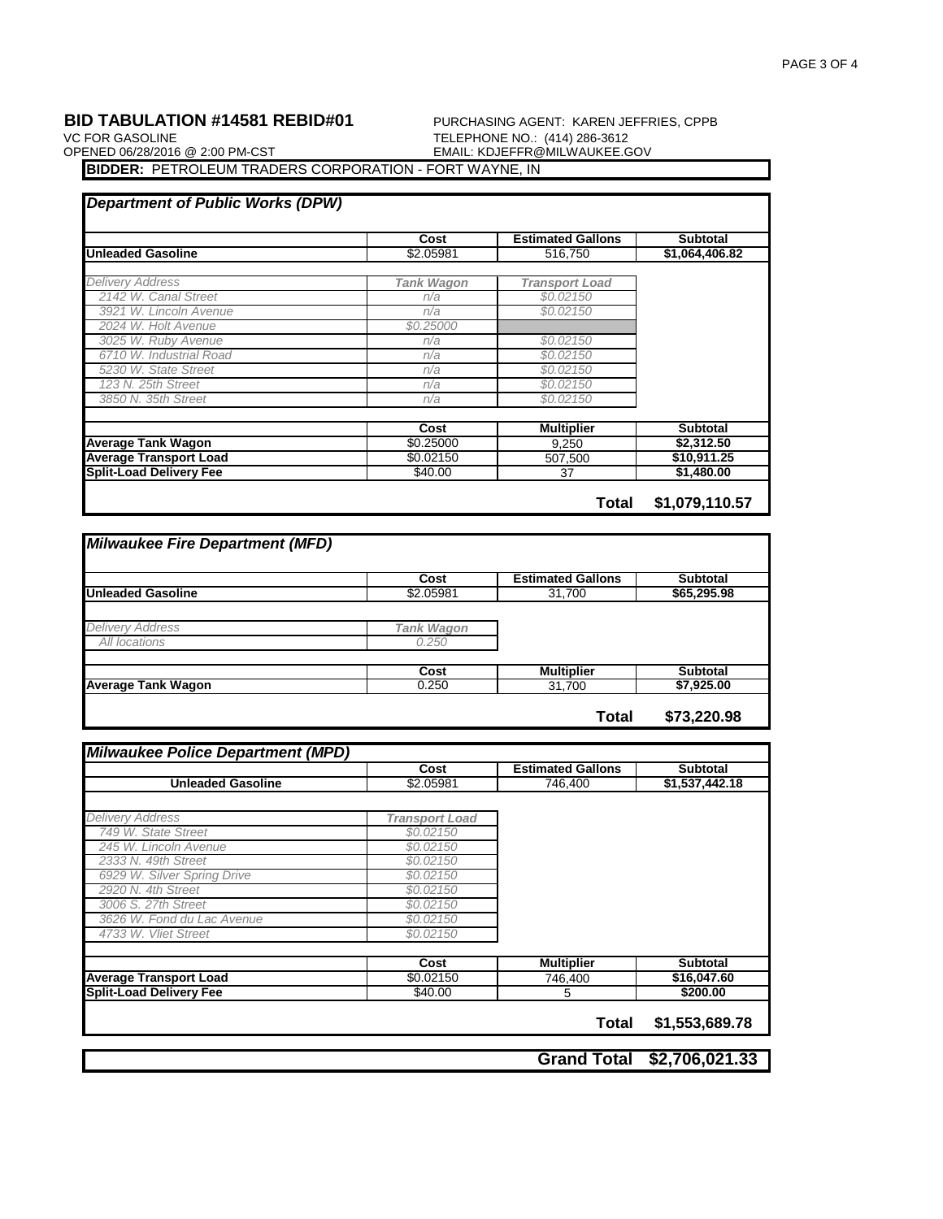# BID TABULATION #14581 REBID#01

VC FOR GASOLINE
OPENED 06/28/2016 @ 2:00 PM-CST

PURCHASING AGENT: KAREN JEFFRIES, CPPB
TELEPHONE NO.: (414) 286-3612
EMAIL: KDJEFFR@MILWAUKEE.GOV

**BIDDER:** PETROLEUM TRADERS CORPORATION - FORT WAYNE, IN

## *Department of Public Works (DPW)*

| | Cost | Estimated Gallons | Subtotal |
|---|---|---|---|
| **Unleaded Gasoline** | $2.05981 | 516,750 | $1,064,406.82 |

| *Delivery Address* | *Tank Wagon* | *Transport Load* |
|---|---|---|
| *2142 W. Canal Street* | *n/a* | *$0.02150* |
| *3921 W. Lincoln Avenue* | *n/a* | *$0.02150* |
| *2024 W. Holt Avenue* | *$0.25000* | |
| *3025 W. Ruby Avenue* | *n/a* | *$0.02150* |
| *6710 W. Industrial Road* | *n/a* | *$0.02150* |
| *5230 W. State Street* | *n/a* | *$0.02150* |
| *123 N. 25th Street* | *n/a* | *$0.02150* |
| *3850 N. 35th Street* | *n/a* | *$0.02150* |

| | Cost | Multiplier | Subtotal |
|---|---|---|---|
| **Average Tank Wagon** | $0.25000 | 9,250 | $2,312.50 |
| **Average Transport Load** | $0.02150 | 507,500 | $10,911.25 |
| **Split-Load Delivery Fee** | $40.00 | 37 | $1,480.00 |
| | | **Total** | **$1,079,110.57** |

## *Milwaukee Fire Department (MFD)*

| | Cost | Estimated Gallons | Subtotal |
|---|---|---|---|
| **Unleaded Gasoline** | $2.05981 | 31,700 | $65,295.98 |

| *Delivery Address* | *Tank Wagon* |
|---|---|
| *All locations* | *0.250* |

| | Cost | Multiplier | Subtotal |
|---|---|---|---|
| **Average Tank Wagon** | 0.250 | 31,700 | $7,925.00 |
| | | **Total** | **$73,220.98** |

## *Milwaukee Police Department (MPD)*

| | Cost | Estimated Gallons | Subtotal |
|---|---|---|---|
| **Unleaded Gasoline** | $2.05981 | 746,400 | $1,537,442.18 |

| *Delivery Address* | *Transport Load* |
|---|---|
| *749 W. State Street* | *$0.02150* |
| *245 W. Lincoln Avenue* | *$0.02150* |
| *2333 N. 49th Street* | *$0.02150* |
| *6929 W. Silver Spring Drive* | *$0.02150* |
| *2920 N. 4th Street* | *$0.02150* |
| *3006 S. 27th Street* | *$0.02150* |
| *3626 W. Fond du Lac Avenue* | *$0.02150* |
| *4733 W. Vliet Street* | *$0.02150* |

| | Cost | Multiplier | Subtotal |
|---|---|---|---|
| **Average Transport Load** | $0.02150 | 746,400 | $16,047.60 |
| **Split-Load Delivery Fee** | $40.00 | 5 | $200.00 |
| | | **Total** | **$1,553,689.78** |

| | **Grand Total** | **$2,706,021.33** |
|---|---|---|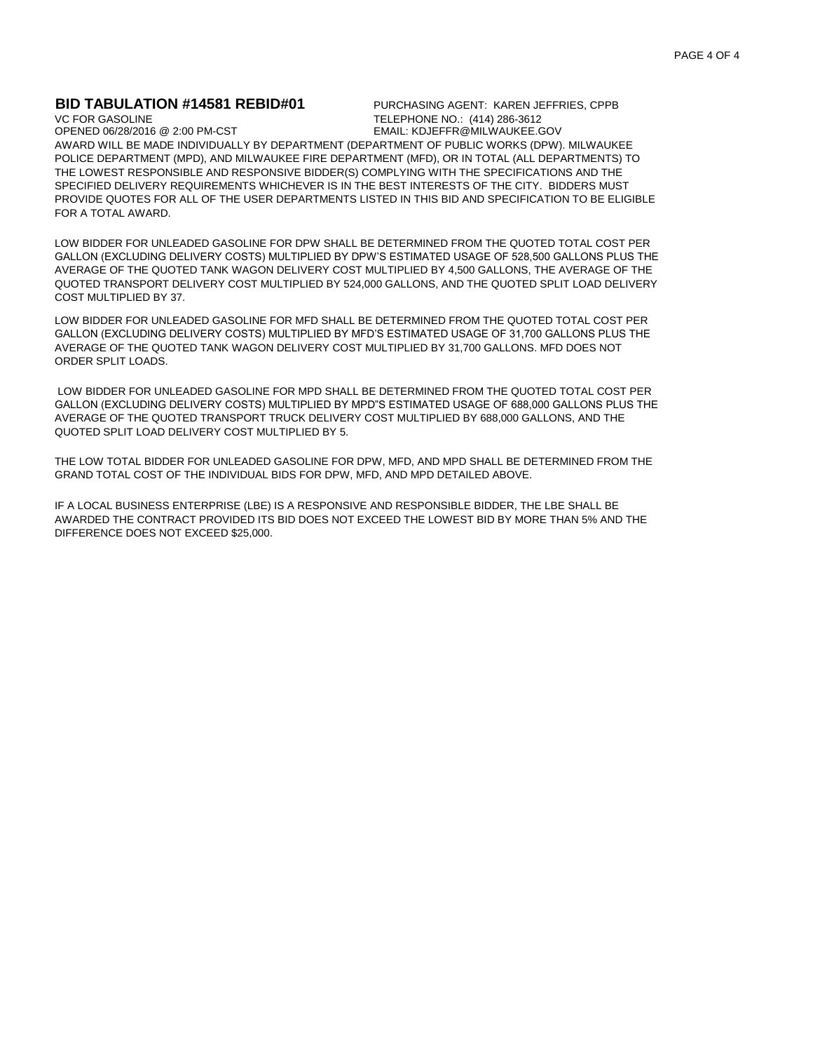## BID TABULATION #14581 REBID#01

VC FOR GASOLINE
OPENED 06/28/2016 @ 2:00 PM-CST

PURCHASING AGENT: KAREN JEFFRIES, CPPB
TELEPHONE NO.: (414) 286-3612
EMAIL: KDJEFFR@MILWAUKEE.GOV

AWARD WILL BE MADE INDIVIDUALLY BY DEPARTMENT (DEPARTMENT OF PUBLIC WORKS (DPW). MILWAUKEE POLICE DEPARTMENT (MPD), AND MILWAUKEE FIRE DEPARTMENT (MFD), OR IN TOTAL (ALL DEPARTMENTS) TO THE LOWEST RESPONSIBLE AND RESPONSIVE BIDDER(S) COMPLYING WITH THE SPECIFICATIONS AND THE SPECIFIED DELIVERY REQUIREMENTS WHICHEVER IS IN THE BEST INTERESTS OF THE CITY. BIDDERS MUST PROVIDE QUOTES FOR ALL OF THE USER DEPARTMENTS LISTED IN THIS BID AND SPECIFICATION TO BE ELIGIBLE FOR A TOTAL AWARD.

LOW BIDDER FOR UNLEADED GASOLINE FOR DPW SHALL BE DETERMINED FROM THE QUOTED TOTAL COST PER GALLON (EXCLUDING DELIVERY COSTS) MULTIPLIED BY DPW'S ESTIMATED USAGE OF 528,500 GALLONS PLUS THE AVERAGE OF THE QUOTED TANK WAGON DELIVERY COST MULTIPLIED BY 4,500 GALLONS, THE AVERAGE OF THE QUOTED TRANSPORT DELIVERY COST MULTIPLIED BY 524,000 GALLONS, AND THE QUOTED SPLIT LOAD DELIVERY COST MULTIPLIED BY 37.

LOW BIDDER FOR UNLEADED GASOLINE FOR MFD SHALL BE DETERMINED FROM THE QUOTED TOTAL COST PER GALLON (EXCLUDING DELIVERY COSTS) MULTIPLIED BY MFD'S ESTIMATED USAGE OF 31,700 GALLONS PLUS THE AVERAGE OF THE QUOTED TANK WAGON DELIVERY COST MULTIPLIED BY 31,700 GALLONS. MFD DOES NOT ORDER SPLIT LOADS.

LOW BIDDER FOR UNLEADED GASOLINE FOR MPD SHALL BE DETERMINED FROM THE QUOTED TOTAL COST PER GALLON (EXCLUDING DELIVERY COSTS) MULTIPLIED BY MPD"S ESTIMATED USAGE OF 688,000 GALLONS PLUS THE AVERAGE OF THE QUOTED TRANSPORT TRUCK DELIVERY COST MULTIPLIED BY 688,000 GALLONS, AND THE QUOTED SPLIT LOAD DELIVERY COST MULTIPLIED BY 5.

THE LOW TOTAL BIDDER FOR UNLEADED GASOLINE FOR DPW, MFD, AND MPD SHALL BE DETERMINED FROM THE GRAND TOTAL COST OF THE INDIVIDUAL BIDS FOR DPW, MFD, AND MPD DETAILED ABOVE.

IF A LOCAL BUSINESS ENTERPRISE (LBE) IS A RESPONSIVE AND RESPONSIBLE BIDDER, THE LBE SHALL BE AWARDED THE CONTRACT PROVIDED ITS BID DOES NOT EXCEED THE LOWEST BID BY MORE THAN 5% AND THE DIFFERENCE DOES NOT EXCEED $25,000.